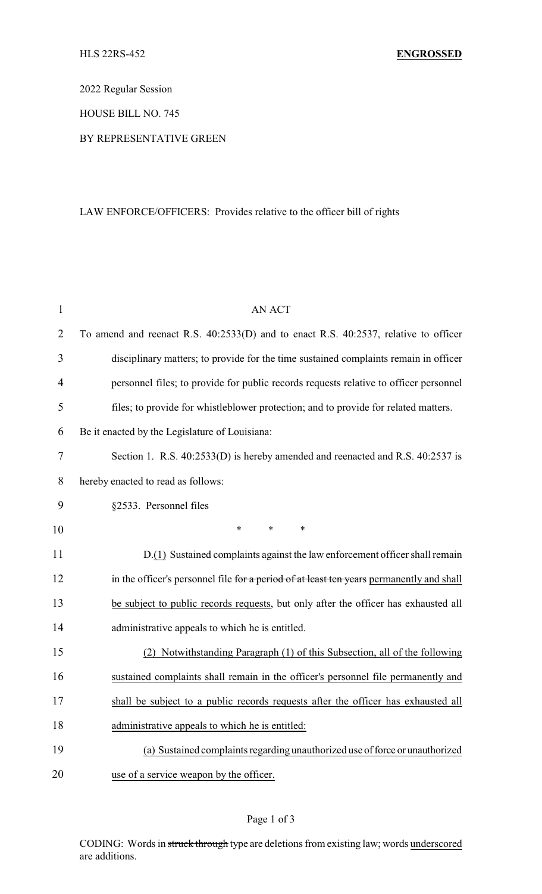HLS 22RS-452 **ENGROSSED**

2022 Regular Session

HOUSE BILL NO. 745

BY REPRESENTATIVE GREEN

LAW ENFORCE/OFFICERS: Provides relative to the officer bill of rights

AN ACT

To amend and reenact R.S. 40:2533(D) and to enact R.S. 40:2537, relative to officer disciplinary matters; to provide for the time sustained complaints remain in officer personnel files; to provide for public records requests relative to officer personnel files; to provide for whistleblower protection; and to provide for related matters.

Be it enacted by the Legislature of Louisiana:

Section 1. R.S. 40:2533(D) is hereby amended and reenacted and R.S. 40:2537 is hereby enacted to read as follows:

§2533. Personnel files

\* \* \*

D.<u>(1)</u> Sustained complaints against the law enforcement officer shall remain in the officer's personnel file ~~for a period of at least ten years~~ <u>permanently and shall be subject to public records requests</u>, but only after the officer has exhausted all administrative appeals to which he is entitled.

<u>(2) Notwithstanding Paragraph (1) of this Subsection, all of the following sustained complaints shall remain in the officer's personnel file permanently and shall be subject to a public records requests after the officer has exhausted all administrative appeals to which he is entitled:</u>

<u>(a) Sustained complaints regarding unauthorized use of force or unauthorized use of a service weapon by the officer.</u>

CODING: Words in ~~struck through~~ type are deletions from existing law; words <u>underscored</u> are additions.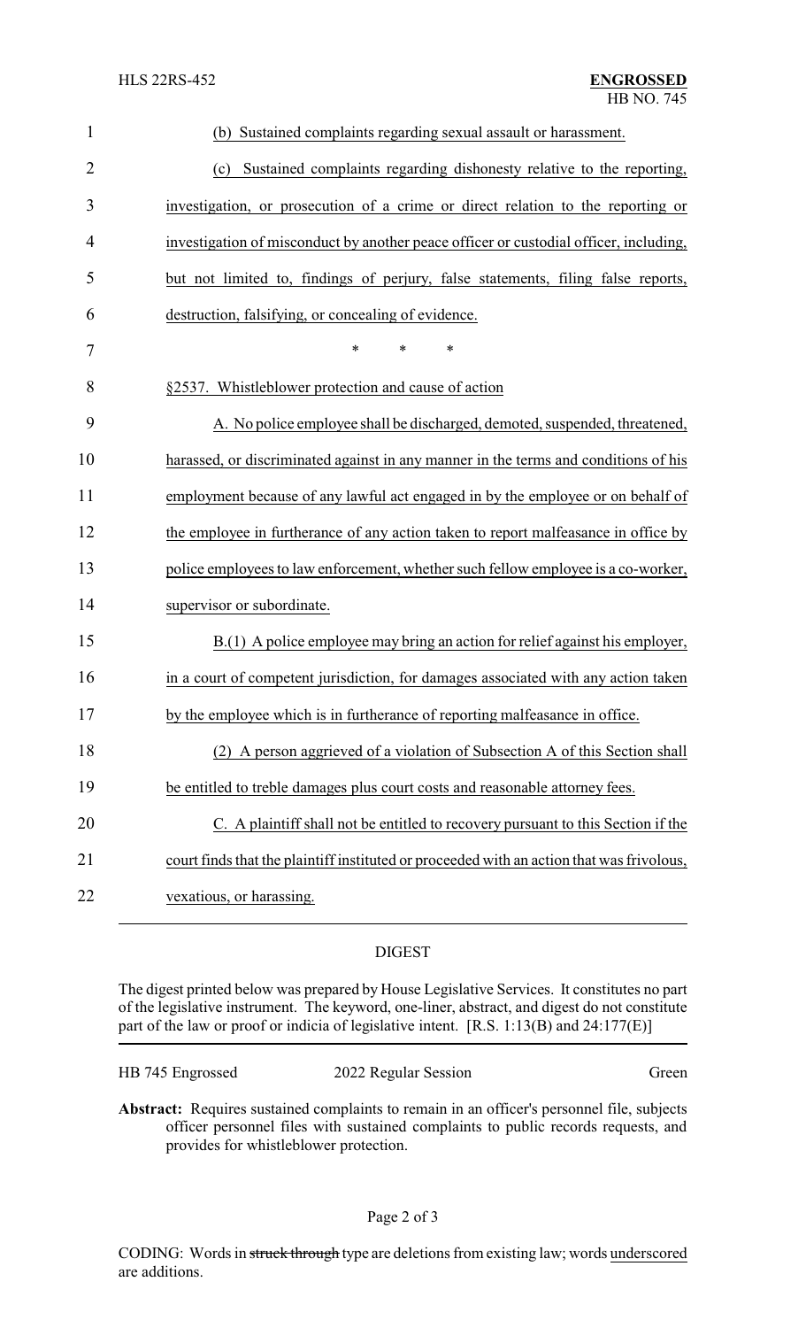(b) Sustained complaints regarding sexual assault or harassment.

(c) Sustained complaints regarding dishonesty relative to the reporting, investigation, or prosecution of a crime or direct relation to the reporting or investigation of misconduct by another peace officer or custodial officer, including, but not limited to, findings of perjury, false statements, filing false reports, destruction, falsifying, or concealing of evidence.

\* \* \*

§2537. Whistleblower protection and cause of action

A. No police employee shall be discharged, demoted, suspended, threatened, harassed, or discriminated against in any manner in the terms and conditions of his employment because of any lawful act engaged in by the employee or on behalf of the employee in furtherance of any action taken to report malfeasance in office by police employees to law enforcement, whether such fellow employee is a co-worker, supervisor or subordinate.

B.(1) A police employee may bring an action for relief against his employer, in a court of competent jurisdiction, for damages associated with any action taken by the employee which is in furtherance of reporting malfeasance in office.

(2) A person aggrieved of a violation of Subsection A of this Section shall be entitled to treble damages plus court costs and reasonable attorney fees.

C. A plaintiff shall not be entitled to recovery pursuant to this Section if the court finds that the plaintiff instituted or proceeded with an action that was frivolous, vexatious, or harassing.

## DIGEST

The digest printed below was prepared by House Legislative Services. It constitutes no part of the legislative instrument. The keyword, one-liner, abstract, and digest do not constitute part of the law or proof or indicia of legislative intent. [R.S. 1:13(B) and 24:177(E)]

HB 745 Engrossed — 2022 Regular Session — Green

**Abstract:** Requires sustained complaints to remain in an officer's personnel file, subjects officer personnel files with sustained complaints to public records requests, and provides for whistleblower protection.

CODING: Words in ~~struck through~~ type are deletions from existing law; words underscored are additions.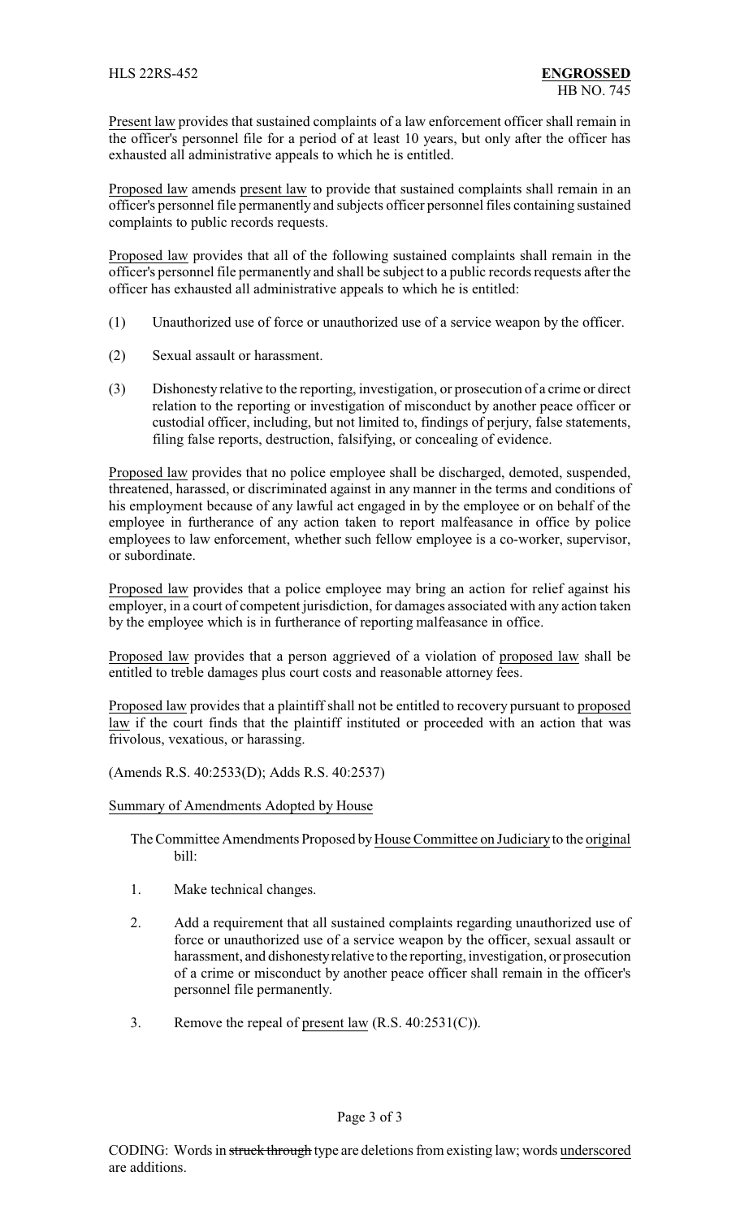Present law provides that sustained complaints of a law enforcement officer shall remain in the officer's personnel file for a period of at least 10 years, but only after the officer has exhausted all administrative appeals to which he is entitled.

Proposed law amends present law to provide that sustained complaints shall remain in an officer's personnel file permanently and subjects officer personnel files containing sustained complaints to public records requests.

Proposed law provides that all of the following sustained complaints shall remain in the officer's personnel file permanently and shall be subject to a public records requests after the officer has exhausted all administrative appeals to which he is entitled:

(1) Unauthorized use of force or unauthorized use of a service weapon by the officer.

(2) Sexual assault or harassment.

(3) Dishonesty relative to the reporting, investigation, or prosecution of a crime or direct relation to the reporting or investigation of misconduct by another peace officer or custodial officer, including, but not limited to, findings of perjury, false statements, filing false reports, destruction, falsifying, or concealing of evidence.

Proposed law provides that no police employee shall be discharged, demoted, suspended, threatened, harassed, or discriminated against in any manner in the terms and conditions of his employment because of any lawful act engaged in by the employee or on behalf of the employee in furtherance of any action taken to report malfeasance in office by police employees to law enforcement, whether such fellow employee is a co-worker, supervisor, or subordinate.

Proposed law provides that a police employee may bring an action for relief against his employer, in a court of competent jurisdiction, for damages associated with any action taken by the employee which is in furtherance of reporting malfeasance in office.

Proposed law provides that a person aggrieved of a violation of proposed law shall be entitled to treble damages plus court costs and reasonable attorney fees.

Proposed law provides that a plaintiff shall not be entitled to recovery pursuant to proposed law if the court finds that the plaintiff instituted or proceeded with an action that was frivolous, vexatious, or harassing.

(Amends R.S. 40:2533(D); Adds R.S. 40:2537)

Summary of Amendments Adopted by House

The Committee Amendments Proposed by House Committee on Judiciary to the original bill:

1. Make technical changes.

2. Add a requirement that all sustained complaints regarding unauthorized use of force or unauthorized use of a service weapon by the officer, sexual assault or harassment, and dishonesty relative to the reporting, investigation, or prosecution of a crime or misconduct by another peace officer shall remain in the officer's personnel file permanently.

3. Remove the repeal of present law (R.S. 40:2531(C)).